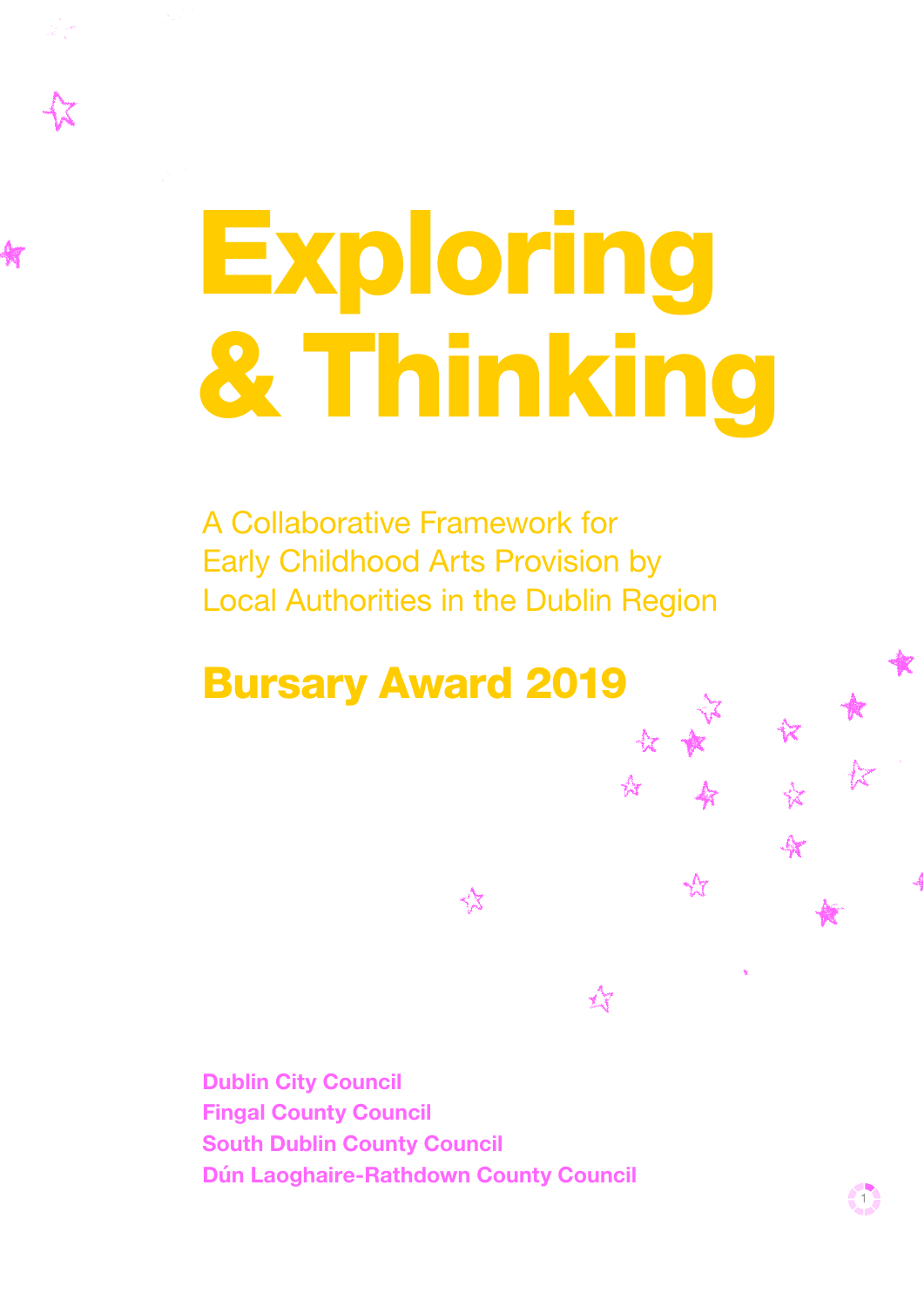# Exploring & Thinking

A Collaborative Framework for Early Childhood Arts Provision by Local Authorities in the Dublin Region

## Bursary Award 2019

**Dublin City Council**
**Fingal County Council**
**South Dublin County Council**
**Dún Laoghaire-Rathdown County Council**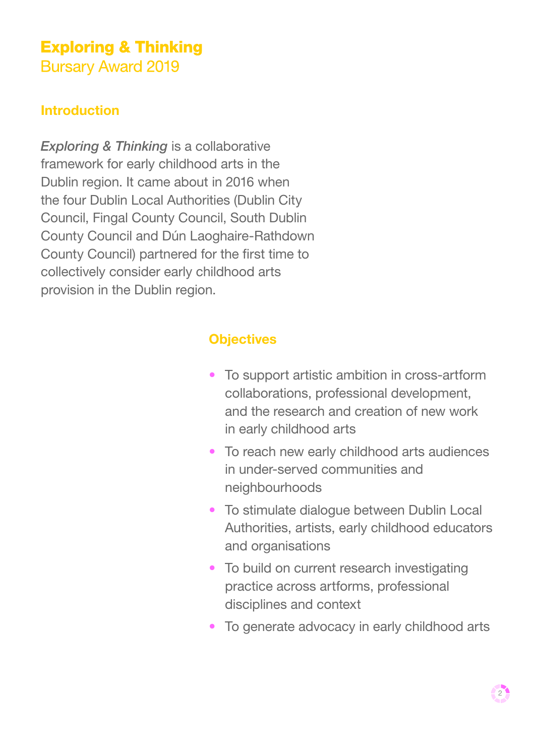# Exploring & Thinking

Bursary Award 2019

## Introduction

*Exploring & Thinking* is a collaborative framework for early childhood arts in the Dublin region. It came about in 2016 when the four Dublin Local Authorities (Dublin City Council, Fingal County Council, South Dublin County Council and Dún Laoghaire-Rathdown County Council) partnered for the first time to collectively consider early childhood arts provision in the Dublin region.

## Objectives

- To support artistic ambition in cross-artform collaborations, professional development, and the research and creation of new work in early childhood arts
- To reach new early childhood arts audiences in under-served communities and neighbourhoods
- To stimulate dialogue between Dublin Local Authorities, artists, early childhood educators and organisations
- To build on current research investigating practice across artforms, professional disciplines and context
- To generate advocacy in early childhood arts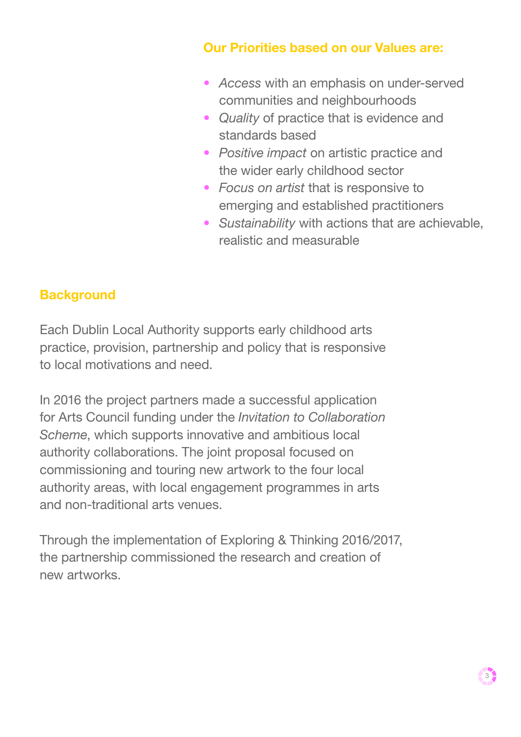## Our Priorities based on our Values are:

- *Access* with an emphasis on under-served communities and neighbourhoods
- *Quality* of practice that is evidence and standards based
- *Positive impact* on artistic practice and the wider early childhood sector
- *Focus on artist* that is responsive to emerging and established practitioners
- *Sustainability* with actions that are achievable, realistic and measurable

## Background

Each Dublin Local Authority supports early childhood arts practice, provision, partnership and policy that is responsive to local motivations and need.

In 2016 the project partners made a successful application for Arts Council funding under the *Invitation to Collaboration Scheme*, which supports innovative and ambitious local authority collaborations. The joint proposal focused on commissioning and touring new artwork to the four local authority areas, with local engagement programmes in arts and non-traditional arts venues.

Through the implementation of Exploring & Thinking 2016/2017, the partnership commissioned the research and creation of new artworks.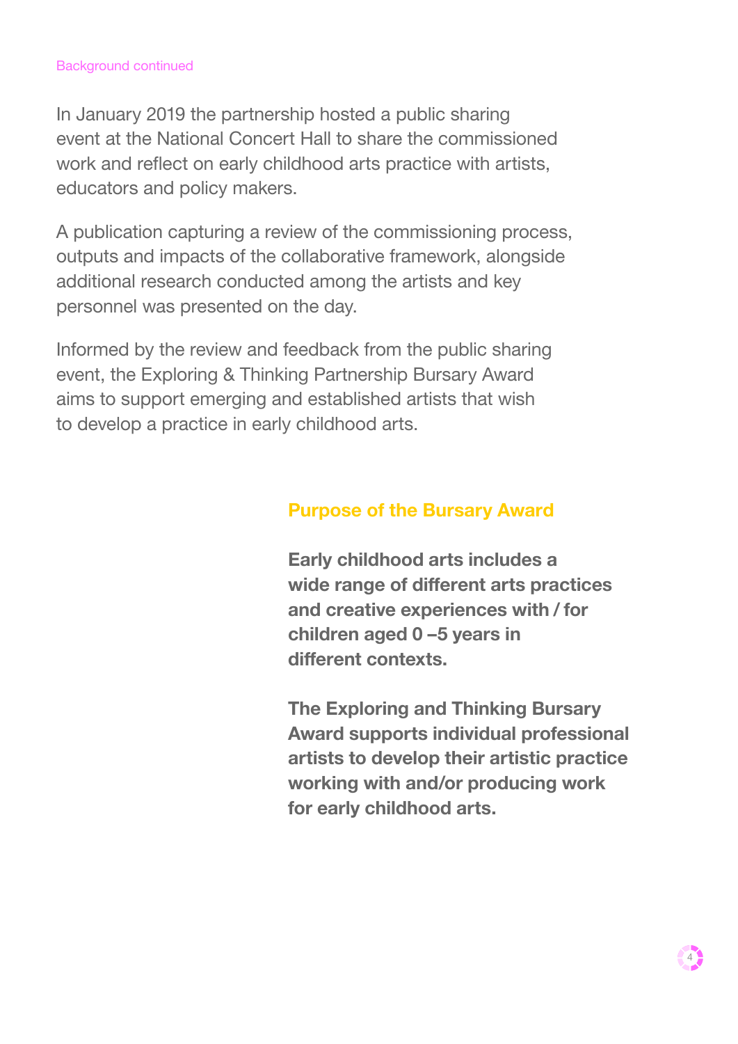Background continued

In January 2019 the partnership hosted a public sharing event at the National Concert Hall to share the commissioned work and reflect on early childhood arts practice with artists, educators and policy makers.

A publication capturing a review of the commissioning process, outputs and impacts of the collaborative framework, alongside additional research conducted among the artists and key personnel was presented on the day.

Informed by the review and feedback from the public sharing event, the Exploring & Thinking Partnership Bursary Award aims to support emerging and established artists that wish to develop a practice in early childhood arts.

## Purpose of the Bursary Award

**Early childhood arts includes a wide range of different arts practices and creative experiences with / for children aged 0 –5 years in different contexts.**

**The Exploring and Thinking Bursary Award supports individual professional artists to develop their artistic practice working with and/or producing work for early childhood arts.**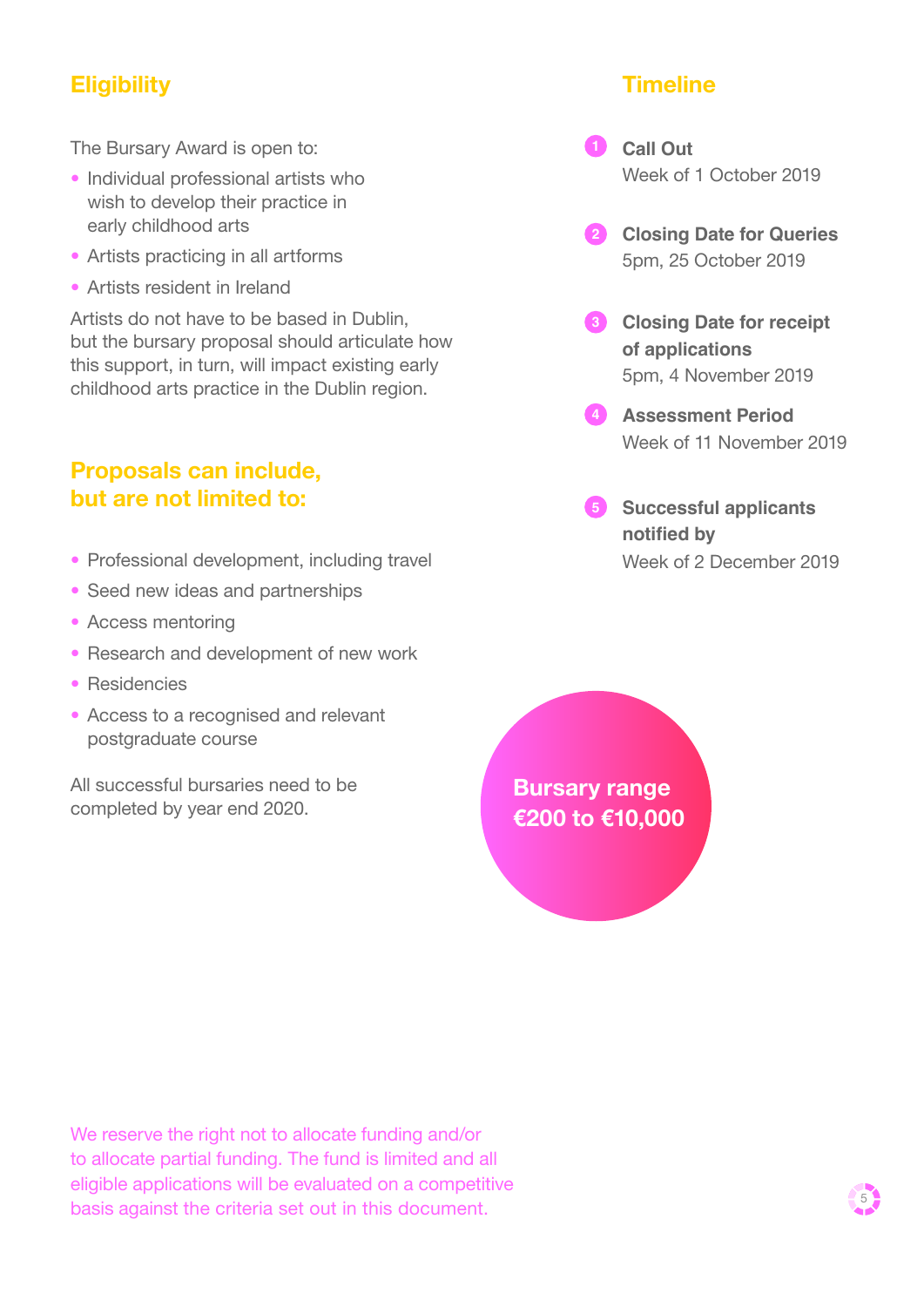## Eligibility

The Bursary Award is open to:

- Individual professional artists who wish to develop their practice in early childhood arts
- Artists practicing in all artforms
- Artists resident in Ireland

Artists do not have to be based in Dublin, but the bursary proposal should articulate how this support, in turn, will impact existing early childhood arts practice in the Dublin region.

## Proposals can include, but are not limited to:

- Professional development, including travel
- Seed new ideas and partnerships
- Access mentoring
- Research and development of new work
- Residencies
- Access to a recognised and relevant postgraduate course

All successful bursaries need to be completed by year end 2020.

## Timeline

1. **Call Out**
   Week of 1 October 2019
2. **Closing Date for Queries**
   5pm, 25 October 2019
3. **Closing Date for receipt of applications**
   5pm, 4 November 2019
4. **Assessment Period**
   Week of 11 November 2019
5. **Successful applicants notified by**
   Week of 2 December 2019

**Bursary range €200 to €10,000**

We reserve the right not to allocate funding and/or to allocate partial funding. The fund is limited and all eligible applications will be evaluated on a competitive basis against the criteria set out in this document.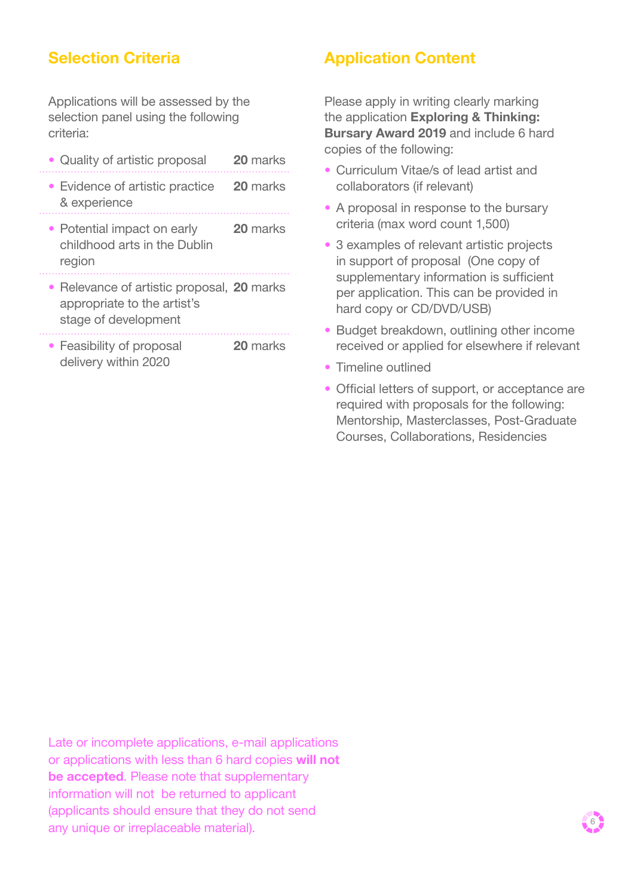## Selection Criteria

Applications will be assessed by the selection panel using the following criteria:

| Criteria | Marks |
|---|---|
| Quality of artistic proposal | **20** marks |
| Evidence of artistic practice & experience | **20** marks |
| Potential impact on early childhood arts in the Dublin region | **20** marks |
| Relevance of artistic proposal, appropriate to the artist's stage of development | **20** marks |
| Feasibility of proposal delivery within 2020 | **20** marks |

## Application Content

Please apply in writing clearly marking the application **Exploring & Thinking: Bursary Award 2019** and include 6 hard copies of the following:

- Curriculum Vitae/s of lead artist and collaborators (if relevant)
- A proposal in response to the bursary criteria (max word count 1,500)
- 3 examples of relevant artistic projects in support of proposal (One copy of supplementary information is sufficient per application. This can be provided in hard copy or CD/DVD/USB)
- Budget breakdown, outlining other income received or applied for elsewhere if relevant
- Timeline outlined
- Official letters of support, or acceptance are required with proposals for the following: Mentorship, Masterclasses, Post-Graduate Courses, Collaborations, Residencies

Late or incomplete applications, e-mail applications or applications with less than 6 hard copies **will not be accepted**. Please note that supplementary information will not be returned to applicant (applicants should ensure that they do not send any unique or irreplaceable material).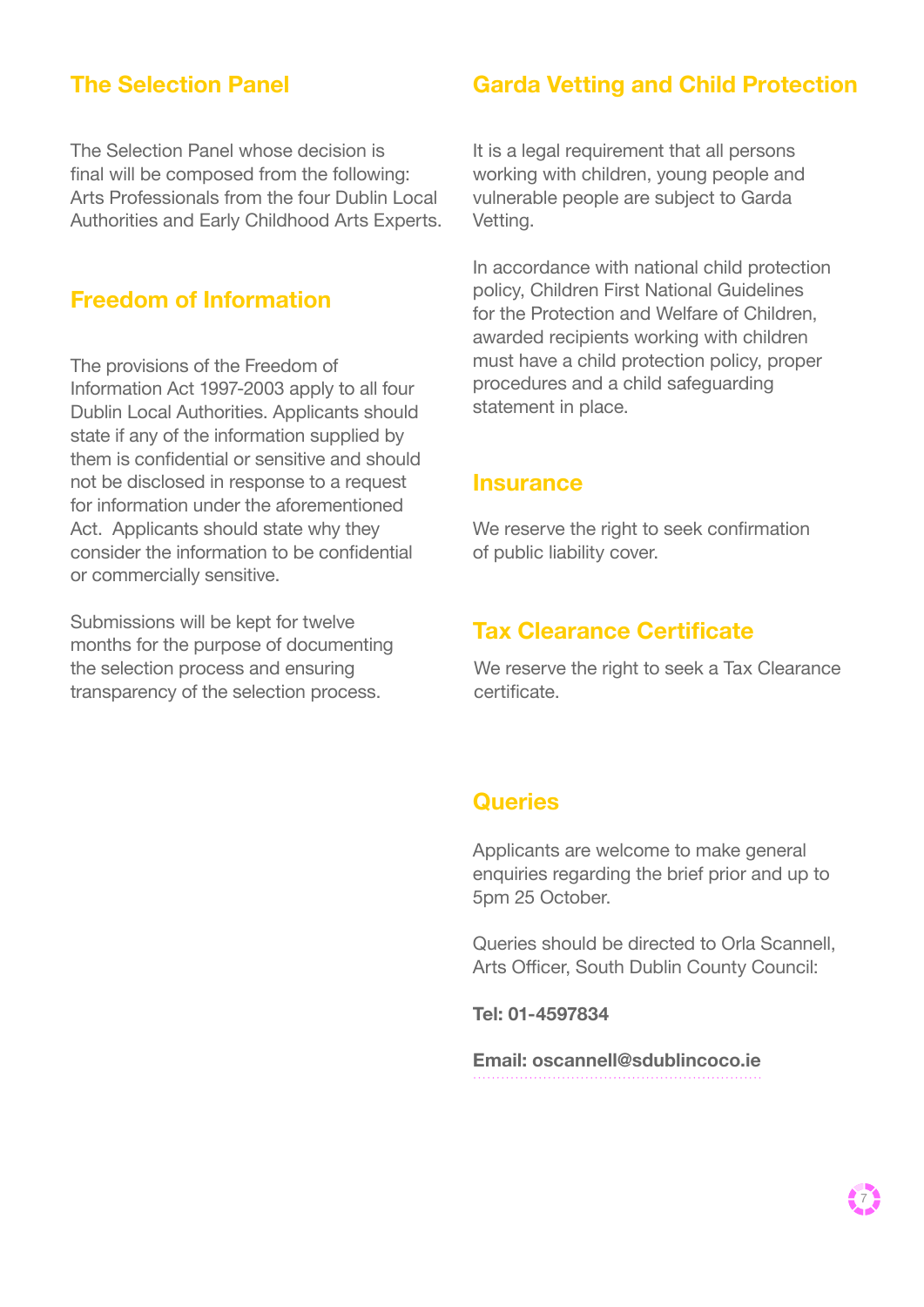## The Selection Panel

The Selection Panel whose decision is final will be composed from the following: Arts Professionals from the four Dublin Local Authorities and Early Childhood Arts Experts.

## Freedom of Information

The provisions of the Freedom of Information Act 1997-2003 apply to all four Dublin Local Authorities. Applicants should state if any of the information supplied by them is confidential or sensitive and should not be disclosed in response to a request for information under the aforementioned Act. Applicants should state why they consider the information to be confidential or commercially sensitive.

Submissions will be kept for twelve months for the purpose of documenting the selection process and ensuring transparency of the selection process.

## Garda Vetting and Child Protection

It is a legal requirement that all persons working with children, young people and vulnerable people are subject to Garda Vetting.

In accordance with national child protection policy, Children First National Guidelines for the Protection and Welfare of Children, awarded recipients working with children must have a child protection policy, proper procedures and a child safeguarding statement in place.

## Insurance

We reserve the right to seek confirmation of public liability cover.

## Tax Clearance Certificate

We reserve the right to seek a Tax Clearance certificate.

## Queries

Applicants are welcome to make general enquiries regarding the brief prior and up to 5pm 25 October.

Queries should be directed to Orla Scannell, Arts Officer, South Dublin County Council:

**Tel: 01-4597834**

**Email: oscannell@sdublincoco.ie**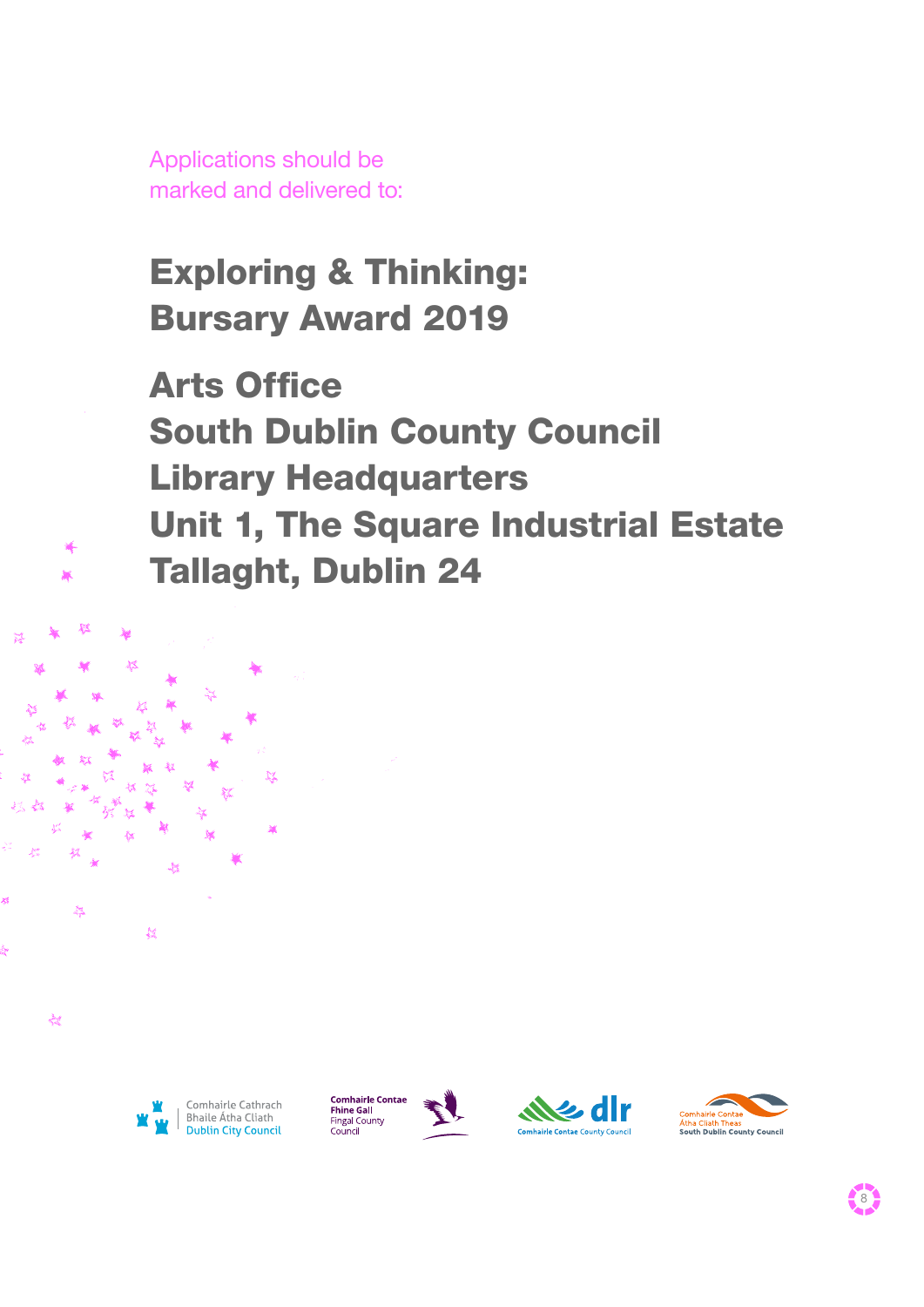Applications should be marked and delivered to:

## Exploring & Thinking: Bursary Award 2019

## Arts Office
## South Dublin County Council
## Library Headquarters
## Unit 1, The Square Industrial Estate
## Tallaght, Dublin 24

Comhairle Cathrach Bhaile Átha Cliath Dublin City Council

Comhairle Contae Fhine Gall Fingal County Council

dlr Comhairle Contae County Council

Comhairle Contae Átha Cliath Theas South Dublin County Council